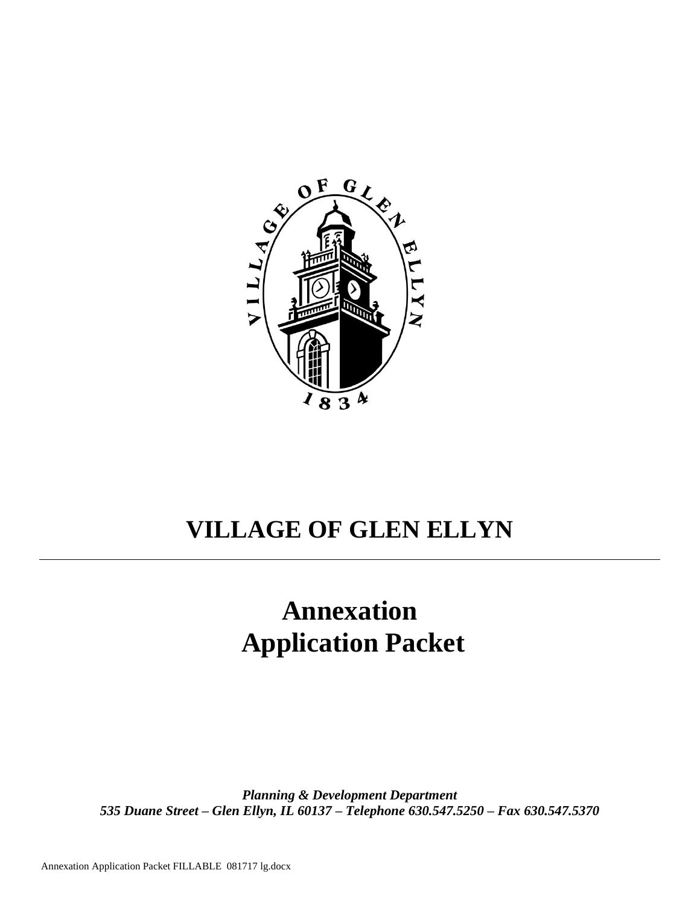# VILLAGE OF GLEN ELLYN

---

# Annexation Application Packet

***Planning & Development Department***
***535 Duane Street – Glen Ellyn, IL 60137 – Telephone 630.547.5250 – Fax 630.547.5370***

Annexation Application Packet FILLABLE 081717 lg.docx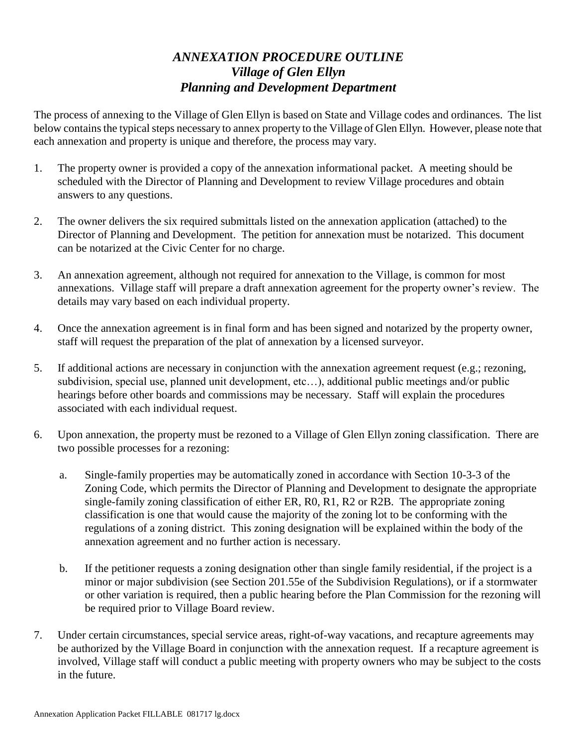# *ANNEXATION PROCEDURE OUTLINE*
## *Village of Glen Ellyn*
## *Planning and Development Department*

The process of annexing to the Village of Glen Ellyn is based on State and Village codes and ordinances. The list below contains the typical steps necessary to annex property to the Village of Glen Ellyn. However, please note that each annexation and property is unique and therefore, the process may vary.

1. The property owner is provided a copy of the annexation informational packet. A meeting should be scheduled with the Director of Planning and Development to review Village procedures and obtain answers to any questions.

2. The owner delivers the six required submittals listed on the annexation application (attached) to the Director of Planning and Development. The petition for annexation must be notarized. This document can be notarized at the Civic Center for no charge.

3. An annexation agreement, although not required for annexation to the Village, is common for most annexations. Village staff will prepare a draft annexation agreement for the property owner's review. The details may vary based on each individual property.

4. Once the annexation agreement is in final form and has been signed and notarized by the property owner, staff will request the preparation of the plat of annexation by a licensed surveyor.

5. If additional actions are necessary in conjunction with the annexation agreement request (e.g.; rezoning, subdivision, special use, planned unit development, etc…), additional public meetings and/or public hearings before other boards and commissions may be necessary. Staff will explain the procedures associated with each individual request.

6. Upon annexation, the property must be rezoned to a Village of Glen Ellyn zoning classification. There are two possible processes for a rezoning:

   a. Single-family properties may be automatically zoned in accordance with Section 10-3-3 of the Zoning Code, which permits the Director of Planning and Development to designate the appropriate single-family zoning classification of either ER, R0, R1, R2 or R2B. The appropriate zoning classification is one that would cause the majority of the zoning lot to be conforming with the regulations of a zoning district. This zoning designation will be explained within the body of the annexation agreement and no further action is necessary.

   b. If the petitioner requests a zoning designation other than single family residential, if the project is a minor or major subdivision (see Section 201.55e of the Subdivision Regulations), or if a stormwater or other variation is required, then a public hearing before the Plan Commission for the rezoning will be required prior to Village Board review.

7. Under certain circumstances, special service areas, right-of-way vacations, and recapture agreements may be authorized by the Village Board in conjunction with the annexation request. If a recapture agreement is involved, Village staff will conduct a public meeting with property owners who may be subject to the costs in the future.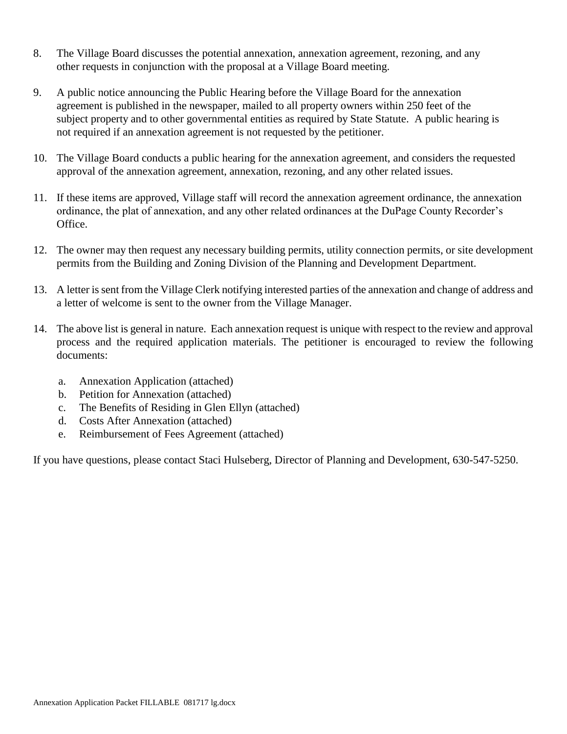8. The Village Board discusses the potential annexation, annexation agreement, rezoning, and any other requests in conjunction with the proposal at a Village Board meeting.

9. A public notice announcing the Public Hearing before the Village Board for the annexation agreement is published in the newspaper, mailed to all property owners within 250 feet of the subject property and to other governmental entities as required by State Statute. A public hearing is not required if an annexation agreement is not requested by the petitioner.

10. The Village Board conducts a public hearing for the annexation agreement, and considers the requested approval of the annexation agreement, annexation, rezoning, and any other related issues.

11. If these items are approved, Village staff will record the annexation agreement ordinance, the annexation ordinance, the plat of annexation, and any other related ordinances at the DuPage County Recorder's Office.

12. The owner may then request any necessary building permits, utility connection permits, or site development permits from the Building and Zoning Division of the Planning and Development Department.

13. A letter is sent from the Village Clerk notifying interested parties of the annexation and change of address and a letter of welcome is sent to the owner from the Village Manager.

14. The above list is general in nature. Each annexation request is unique with respect to the review and approval process and the required application materials. The petitioner is encouraged to review the following documents:

    a. Annexation Application (attached)
    b. Petition for Annexation (attached)
    c. The Benefits of Residing in Glen Ellyn (attached)
    d. Costs After Annexation (attached)
    e. Reimbursement of Fees Agreement (attached)

If you have questions, please contact Staci Hulseberg, Director of Planning and Development, 630-547-5250.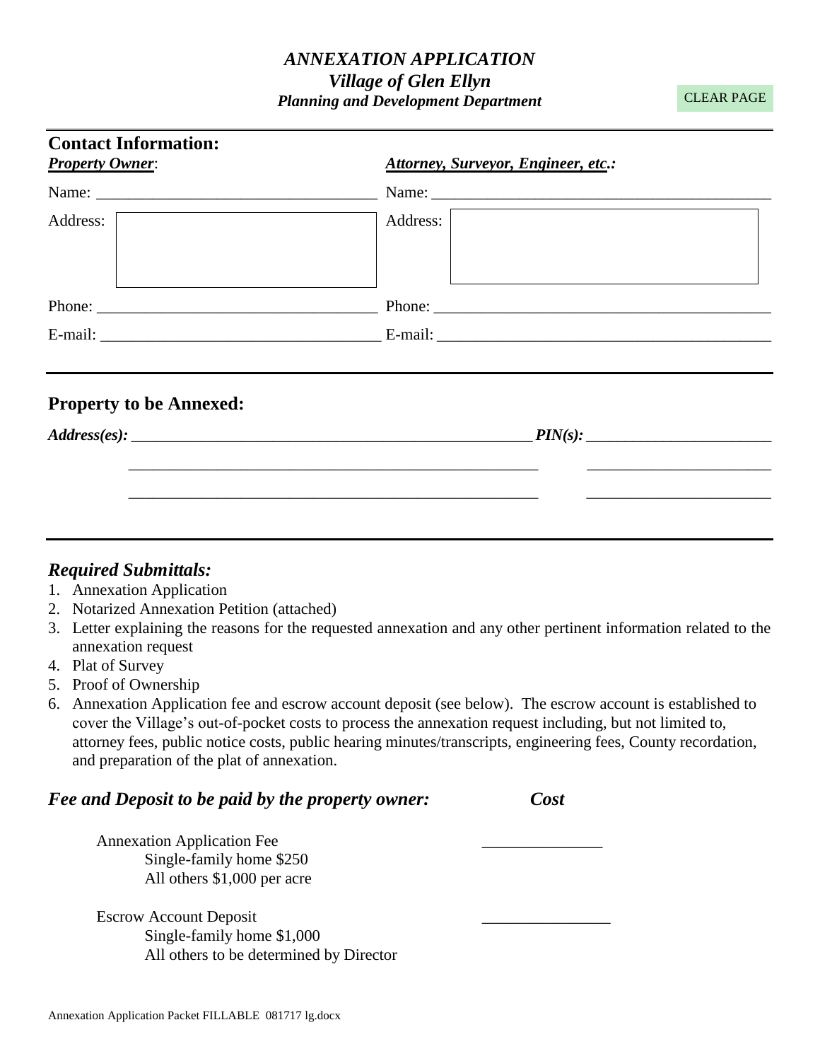# *ANNEXATION APPLICATION*
## *Village of Glen Ellyn*
### *Planning and Development Department*

CLEAR PAGE

---

## Contact Information:

| ***Property Owner***: | ***Attorney, Surveyor, Engineer, etc.:*** |
|---|---|
| Name: ________________________________ | Name: ________________________________ |
| Address: | Address: |
| Phone: ________________________________ | Phone: ________________________________ |
| E-mail: ________________________________ | E-mail: ________________________________ |

---

## Property to be Annexed:

***Address(es):*** ________________________________________________ ***PIN(s):*** ____________________

________________________________________________ ____________________

________________________________________________ ____________________

---

## *Required Submittals:*

1. Annexation Application
2. Notarized Annexation Petition (attached)
3. Letter explaining the reasons for the requested annexation and any other pertinent information related to the annexation request
4. Plat of Survey
5. Proof of Ownership
6. Annexation Application fee and escrow account deposit (see below). The escrow account is established to cover the Village's out-of-pocket costs to process the annexation request including, but not limited to, attorney fees, public notice costs, public hearing minutes/transcripts, engineering fees, County recordation, and preparation of the plat of annexation.

## *Fee and Deposit to be paid by the property owner:* *Cost*

Annexation Application Fee _______________
- Single-family home $250
- All others $1,000 per acre

Escrow Account Deposit ________________
- Single-family home $1,000
- All others to be determined by Director

Annexation Application Packet FILLABLE 081717 lg.docx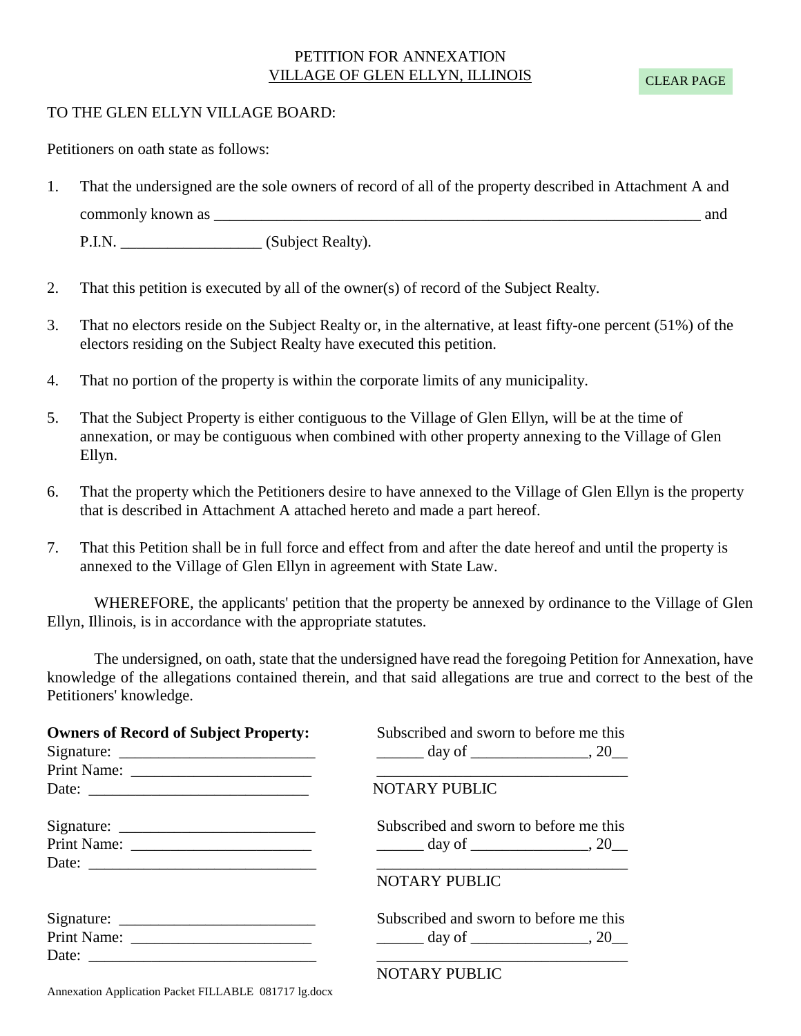# PETITION FOR ANNEXATION
## VILLAGE OF GLEN ELLYN, ILLINOIS

CLEAR PAGE

TO THE GLEN ELLYN VILLAGE BOARD:

Petitioners on oath state as follows:

1. That the undersigned are the sole owners of record of all of the property described in Attachment A and commonly known as ________________________________________________________________ and P.I.N. _________________ (Subject Realty).

2. That this petition is executed by all of the owner(s) of record of the Subject Realty.

3. That no electors reside on the Subject Realty or, in the alternative, at least fifty-one percent (51%) of the electors residing on the Subject Realty have executed this petition.

4. That no portion of the property is within the corporate limits of any municipality.

5. That the Subject Property is either contiguous to the Village of Glen Ellyn, will be at the time of annexation, or may be contiguous when combined with other property annexing to the Village of Glen Ellyn.

6. That the property which the Petitioners desire to have annexed to the Village of Glen Ellyn is the property that is described in Attachment A attached hereto and made a part hereof.

7. That this Petition shall be in full force and effect from and after the date hereof and until the property is annexed to the Village of Glen Ellyn in agreement with State Law.

WHEREFORE, the applicants' petition that the property be annexed by ordinance to the Village of Glen Ellyn, Illinois, is in accordance with the appropriate statutes.

The undersigned, on oath, state that the undersigned have read the foregoing Petition for Annexation, have knowledge of the allegations contained therein, and that said allegations are true and correct to the best of the Petitioners' knowledge.

**Owners of Record of Subject Property:**

Signature: ________________________
Print Name: _______________________
Date: _____________________________

Subscribed and sworn to before me this
______ day of _______________, 20__
_________________________________
NOTARY PUBLIC

Signature: ________________________
Print Name: _______________________
Date: _____________________________

Subscribed and sworn to before me this
______ day of _______________, 20__
_________________________________
NOTARY PUBLIC

Signature: ________________________
Print Name: _______________________
Date: _____________________________

Subscribed and sworn to before me this
______ day of _______________, 20__
_________________________________
NOTARY PUBLIC

Annexation Application Packet FILLABLE 081717 lg.docx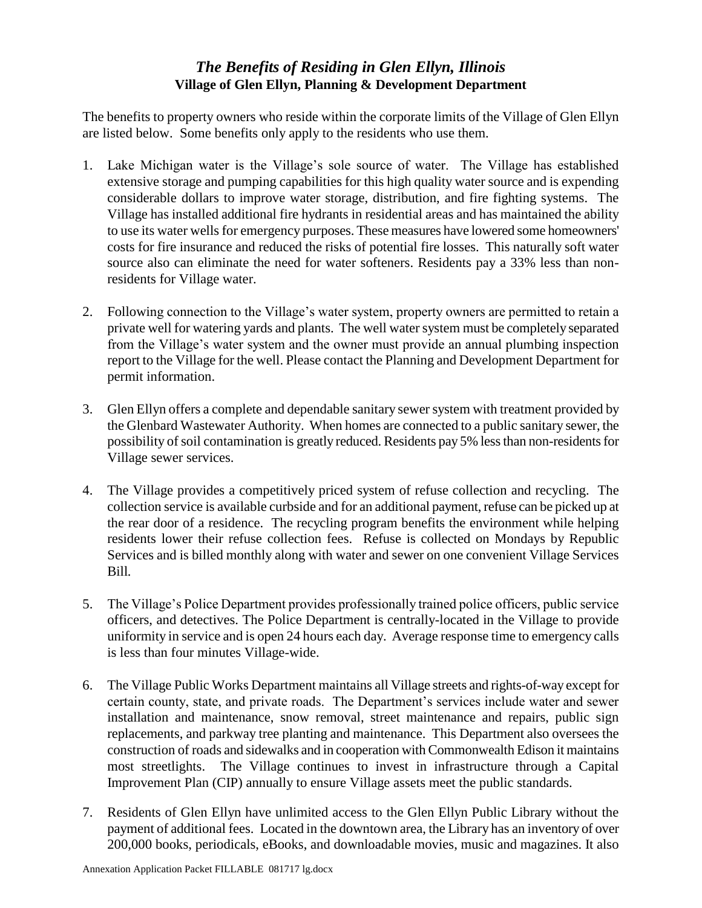# *The Benefits of Residing in Glen Ellyn, Illinois*
**Village of Glen Ellyn, Planning & Development Department**

The benefits to property owners who reside within the corporate limits of the Village of Glen Ellyn are listed below. Some benefits only apply to the residents who use them.

1. Lake Michigan water is the Village's sole source of water. The Village has established extensive storage and pumping capabilities for this high quality water source and is expending considerable dollars to improve water storage, distribution, and fire fighting systems. The Village has installed additional fire hydrants in residential areas and has maintained the ability to use its water wells for emergency purposes. These measures have lowered some homeowners' costs for fire insurance and reduced the risks of potential fire losses. This naturally soft water source also can eliminate the need for water softeners. Residents pay a 33% less than non-residents for Village water.

2. Following connection to the Village's water system, property owners are permitted to retain a private well for watering yards and plants. The well water system must be completely separated from the Village's water system and the owner must provide an annual plumbing inspection report to the Village for the well. Please contact the Planning and Development Department for permit information.

3. Glen Ellyn offers a complete and dependable sanitary sewer system with treatment provided by the Glenbard Wastewater Authority. When homes are connected to a public sanitary sewer, the possibility of soil contamination is greatly reduced. Residents pay 5% less than non-residents for Village sewer services.

4. The Village provides a competitively priced system of refuse collection and recycling. The collection service is available curbside and for an additional payment, refuse can be picked up at the rear door of a residence. The recycling program benefits the environment while helping residents lower their refuse collection fees. Refuse is collected on Mondays by Republic Services and is billed monthly along with water and sewer on one convenient Village Services Bill.

5. The Village's Police Department provides professionally trained police officers, public service officers, and detectives. The Police Department is centrally-located in the Village to provide uniformity in service and is open 24 hours each day. Average response time to emergency calls is less than four minutes Village-wide.

6. The Village Public Works Department maintains all Village streets and rights-of-way except for certain county, state, and private roads. The Department's services include water and sewer installation and maintenance, snow removal, street maintenance and repairs, public sign replacements, and parkway tree planting and maintenance. This Department also oversees the construction of roads and sidewalks and in cooperation with Commonwealth Edison it maintains most streetlights. The Village continues to invest in infrastructure through a Capital Improvement Plan (CIP) annually to ensure Village assets meet the public standards.

7. Residents of Glen Ellyn have unlimited access to the Glen Ellyn Public Library without the payment of additional fees. Located in the downtown area, the Library has an inventory of over 200,000 books, periodicals, eBooks, and downloadable movies, music and magazines. It also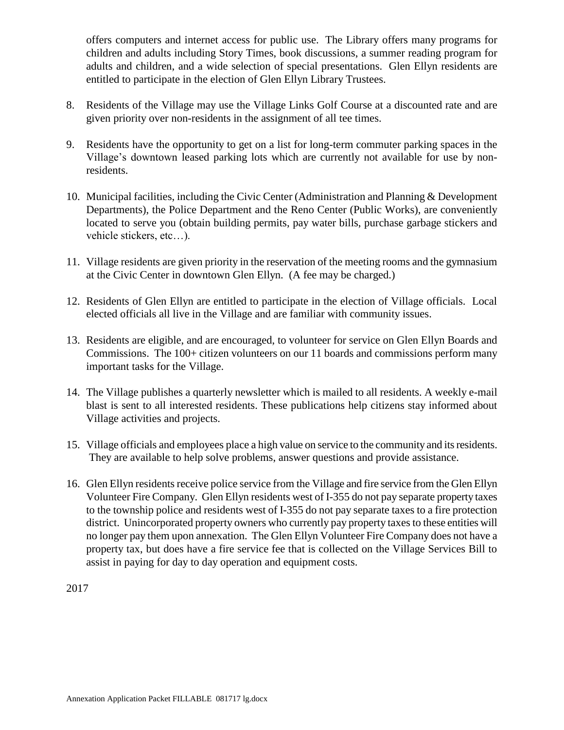offers computers and internet access for public use. The Library offers many programs for children and adults including Story Times, book discussions, a summer reading program for adults and children, and a wide selection of special presentations. Glen Ellyn residents are entitled to participate in the election of Glen Ellyn Library Trustees.

8. Residents of the Village may use the Village Links Golf Course at a discounted rate and are given priority over non-residents in the assignment of all tee times.

9. Residents have the opportunity to get on a list for long-term commuter parking spaces in the Village's downtown leased parking lots which are currently not available for use by non-residents.

10. Municipal facilities, including the Civic Center (Administration and Planning & Development Departments), the Police Department and the Reno Center (Public Works), are conveniently located to serve you (obtain building permits, pay water bills, purchase garbage stickers and vehicle stickers, etc…).

11. Village residents are given priority in the reservation of the meeting rooms and the gymnasium at the Civic Center in downtown Glen Ellyn. (A fee may be charged.)

12. Residents of Glen Ellyn are entitled to participate in the election of Village officials. Local elected officials all live in the Village and are familiar with community issues.

13. Residents are eligible, and are encouraged, to volunteer for service on Glen Ellyn Boards and Commissions. The 100+ citizen volunteers on our 11 boards and commissions perform many important tasks for the Village.

14. The Village publishes a quarterly newsletter which is mailed to all residents. A weekly e-mail blast is sent to all interested residents. These publications help citizens stay informed about Village activities and projects.

15. Village officials and employees place a high value on service to the community and its residents. They are available to help solve problems, answer questions and provide assistance.

16. Glen Ellyn residents receive police service from the Village and fire service from the Glen Ellyn Volunteer Fire Company. Glen Ellyn residents west of I-355 do not pay separate property taxes to the township police and residents west of I-355 do not pay separate taxes to a fire protection district. Unincorporated property owners who currently pay property taxes to these entities will no longer pay them upon annexation. The Glen Ellyn Volunteer Fire Company does not have a property tax, but does have a fire service fee that is collected on the Village Services Bill to assist in paying for day to day operation and equipment costs.

2017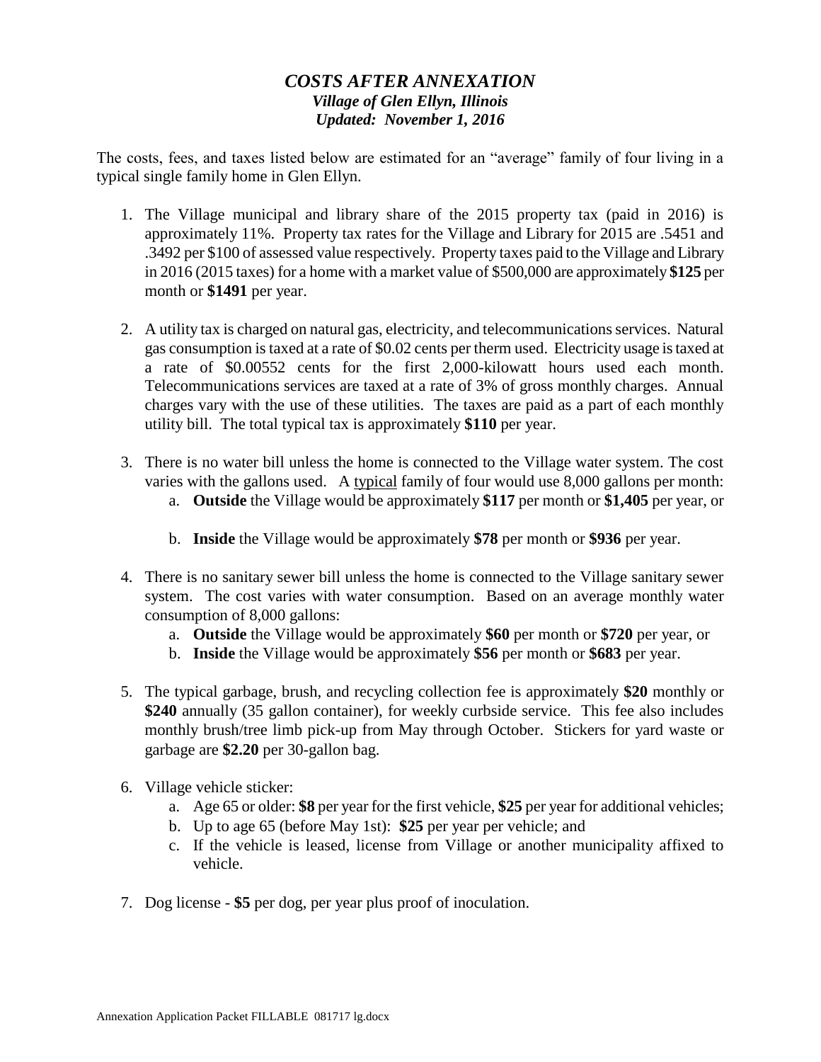# *COSTS AFTER ANNEXATION*

***Village of Glen Ellyn, Illinois***

***Updated: November 1, 2016***

The costs, fees, and taxes listed below are estimated for an "average" family of four living in a typical single family home in Glen Ellyn.

1. The Village municipal and library share of the 2015 property tax (paid in 2016) is approximately 11%. Property tax rates for the Village and Library for 2015 are .5451 and .3492 per $100 of assessed value respectively. Property taxes paid to the Village and Library in 2016 (2015 taxes) for a home with a market value of $500,000 are approximately **$125** per month or **$1491** per year.

2. A utility tax is charged on natural gas, electricity, and telecommunications services. Natural gas consumption is taxed at a rate of $0.02 cents per therm used. Electricity usage is taxed at a rate of $0.00552 cents for the first 2,000-kilowatt hours used each month. Telecommunications services are taxed at a rate of 3% of gross monthly charges. Annual charges vary with the use of these utilities. The taxes are paid as a part of each monthly utility bill. The total typical tax is approximately **$110** per year.

3. There is no water bill unless the home is connected to the Village water system. The cost varies with the gallons used. A <u>typical</u> family of four would use 8,000 gallons per month:
   a. **Outside** the Village would be approximately **$117** per month or **$1,405** per year, or
   b. **Inside** the Village would be approximately **$78** per month or **$936** per year.

4. There is no sanitary sewer bill unless the home is connected to the Village sanitary sewer system. The cost varies with water consumption. Based on an average monthly water consumption of 8,000 gallons:
   a. **Outside** the Village would be approximately **$60** per month or **$720** per year, or
   b. **Inside** the Village would be approximately **$56** per month or **$683** per year.

5. The typical garbage, brush, and recycling collection fee is approximately **$20** monthly or **$240** annually (35 gallon container), for weekly curbside service. This fee also includes monthly brush/tree limb pick-up from May through October. Stickers for yard waste or garbage are **$2.20** per 30-gallon bag.

6. Village vehicle sticker:
   a. Age 65 or older: **$8** per year for the first vehicle, **$25** per year for additional vehicles;
   b. Up to age 65 (before May 1st): **$25** per year per vehicle; and
   c. If the vehicle is leased, license from Village or another municipality affixed to vehicle.

7. Dog license - **$5** per dog, per year plus proof of inoculation.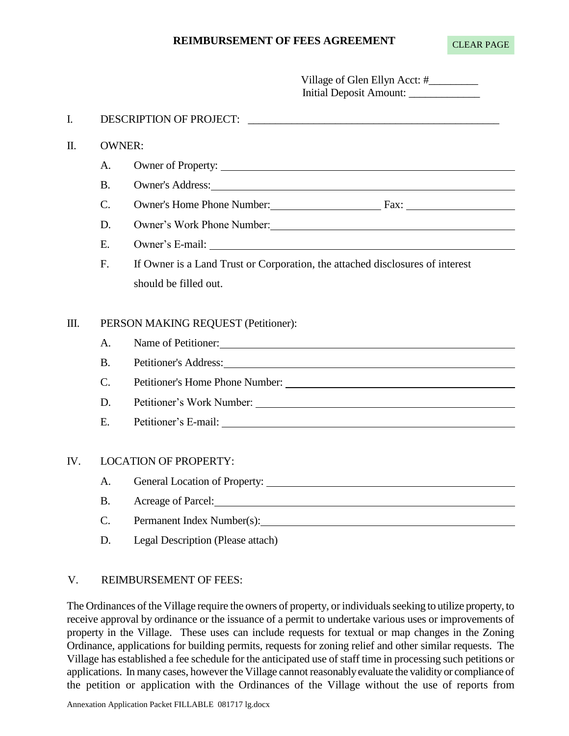# REIMBURSEMENT OF FEES AGREEMENT

CLEAR PAGE

Village of Glen Ellyn Acct: #_________
Initial Deposit Amount: _____________

I. DESCRIPTION OF PROJECT: ______________________________________________

II. OWNER:

A. Owner of Property: ______________________________________________

B. Owner's Address: ______________________________________________

C. Owner's Home Phone Number: ____________________ Fax: ____________________

D. Owner's Work Phone Number: ______________________________________________

E. Owner's E-mail: ______________________________________________

F. If Owner is a Land Trust or Corporation, the attached disclosures of interest should be filled out.

III. PERSON MAKING REQUEST (Petitioner):

A. Name of Petitioner: ______________________________________________

B. Petitioner's Address: ______________________________________________

C. Petitioner's Home Phone Number: ______________________________________________

D. Petitioner's Work Number: ______________________________________________

E. Petitioner's E-mail: ______________________________________________

IV. LOCATION OF PROPERTY:

A. General Location of Property: ______________________________________________

B. Acreage of Parcel: ______________________________________________

C. Permanent Index Number(s): ______________________________________________

D. Legal Description (Please attach)

V. REIMBURSEMENT OF FEES:

The Ordinances of the Village require the owners of property, or individuals seeking to utilize property, to receive approval by ordinance or the issuance of a permit to undertake various uses or improvements of property in the Village. These uses can include requests for textual or map changes in the Zoning Ordinance, applications for building permits, requests for zoning relief and other similar requests. The Village has established a fee schedule for the anticipated use of staff time in processing such petitions or applications. In many cases, however the Village cannot reasonably evaluate the validity or compliance of the petition or application with the Ordinances of the Village without the use of reports from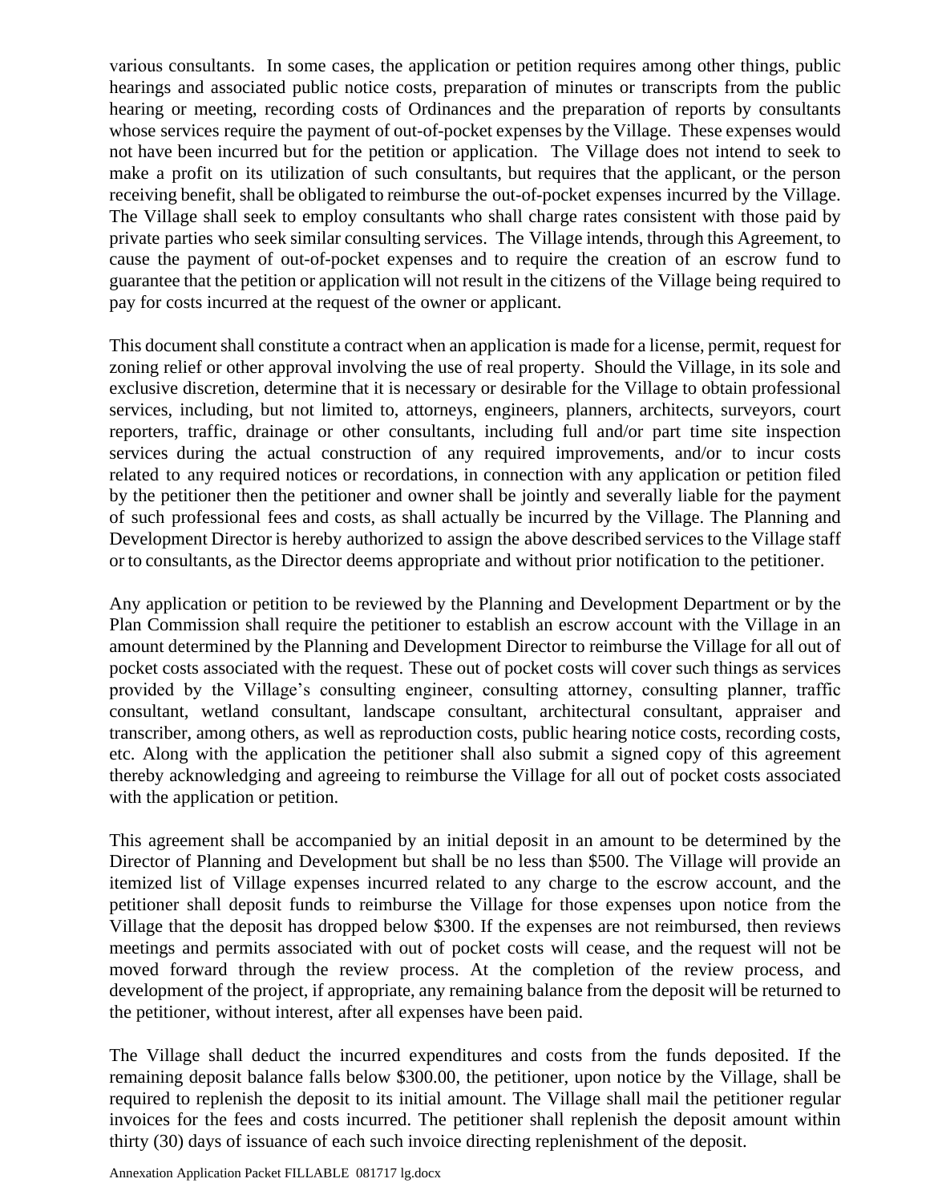various consultants. In some cases, the application or petition requires among other things, public hearings and associated public notice costs, preparation of minutes or transcripts from the public hearing or meeting, recording costs of Ordinances and the preparation of reports by consultants whose services require the payment of out-of-pocket expenses by the Village. These expenses would not have been incurred but for the petition or application. The Village does not intend to seek to make a profit on its utilization of such consultants, but requires that the applicant, or the person receiving benefit, shall be obligated to reimburse the out-of-pocket expenses incurred by the Village. The Village shall seek to employ consultants who shall charge rates consistent with those paid by private parties who seek similar consulting services. The Village intends, through this Agreement, to cause the payment of out-of-pocket expenses and to require the creation of an escrow fund to guarantee that the petition or application will not result in the citizens of the Village being required to pay for costs incurred at the request of the owner or applicant.

This document shall constitute a contract when an application is made for a license, permit, request for zoning relief or other approval involving the use of real property. Should the Village, in its sole and exclusive discretion, determine that it is necessary or desirable for the Village to obtain professional services, including, but not limited to, attorneys, engineers, planners, architects, surveyors, court reporters, traffic, drainage or other consultants, including full and/or part time site inspection services during the actual construction of any required improvements, and/or to incur costs related to any required notices or recordations, in connection with any application or petition filed by the petitioner then the petitioner and owner shall be jointly and severally liable for the payment of such professional fees and costs, as shall actually be incurred by the Village. The Planning and Development Director is hereby authorized to assign the above described services to the Village staff or to consultants, as the Director deems appropriate and without prior notification to the petitioner.

Any application or petition to be reviewed by the Planning and Development Department or by the Plan Commission shall require the petitioner to establish an escrow account with the Village in an amount determined by the Planning and Development Director to reimburse the Village for all out of pocket costs associated with the request. These out of pocket costs will cover such things as services provided by the Village's consulting engineer, consulting attorney, consulting planner, traffic consultant, wetland consultant, landscape consultant, architectural consultant, appraiser and transcriber, among others, as well as reproduction costs, public hearing notice costs, recording costs, etc. Along with the application the petitioner shall also submit a signed copy of this agreement thereby acknowledging and agreeing to reimburse the Village for all out of pocket costs associated with the application or petition.

This agreement shall be accompanied by an initial deposit in an amount to be determined by the Director of Planning and Development but shall be no less than $500. The Village will provide an itemized list of Village expenses incurred related to any charge to the escrow account, and the petitioner shall deposit funds to reimburse the Village for those expenses upon notice from the Village that the deposit has dropped below $300. If the expenses are not reimbursed, then reviews meetings and permits associated with out of pocket costs will cease, and the request will not be moved forward through the review process. At the completion of the review process, and development of the project, if appropriate, any remaining balance from the deposit will be returned to the petitioner, without interest, after all expenses have been paid.

The Village shall deduct the incurred expenditures and costs from the funds deposited. If the remaining deposit balance falls below $300.00, the petitioner, upon notice by the Village, shall be required to replenish the deposit to its initial amount. The Village shall mail the petitioner regular invoices for the fees and costs incurred. The petitioner shall replenish the deposit amount within thirty (30) days of issuance of each such invoice directing replenishment of the deposit.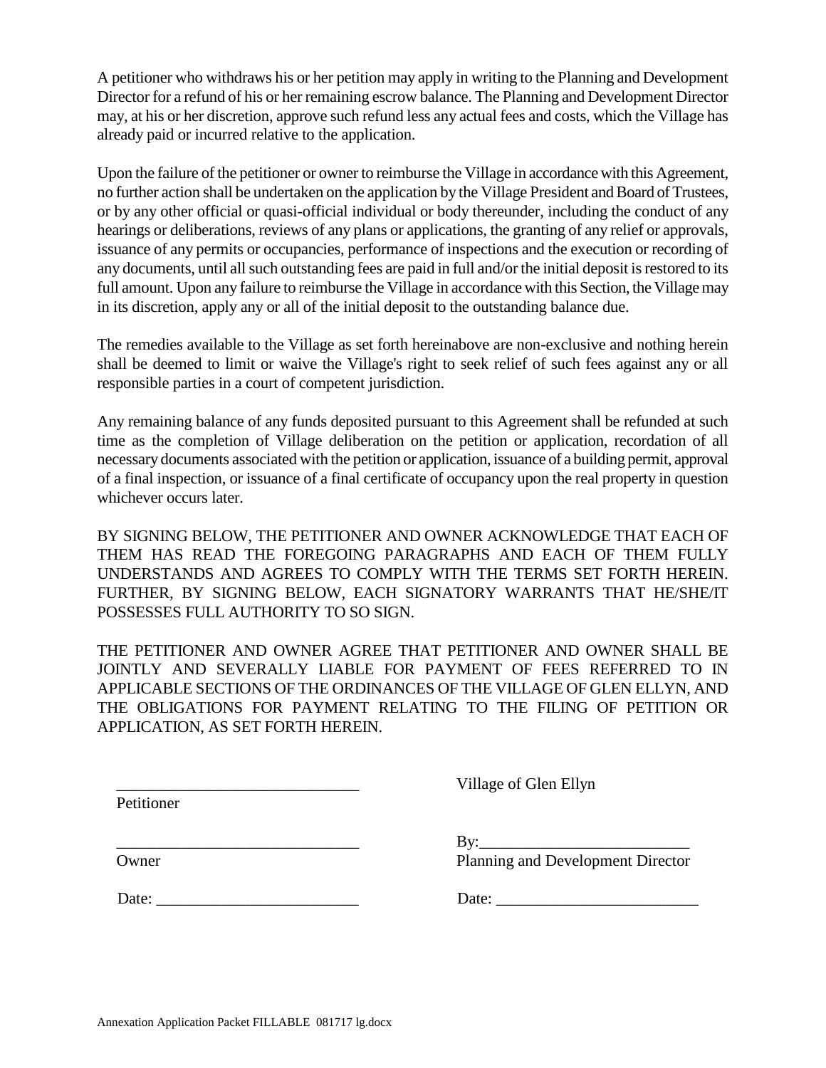A petitioner who withdraws his or her petition may apply in writing to the Planning and Development Director for a refund of his or her remaining escrow balance. The Planning and Development Director may, at his or her discretion, approve such refund less any actual fees and costs, which the Village has already paid or incurred relative to the application.

Upon the failure of the petitioner or owner to reimburse the Village in accordance with this Agreement, no further action shall be undertaken on the application by the Village President and Board of Trustees, or by any other official or quasi-official individual or body thereunder, including the conduct of any hearings or deliberations, reviews of any plans or applications, the granting of any relief or approvals, issuance of any permits or occupancies, performance of inspections and the execution or recording of any documents, until all such outstanding fees are paid in full and/or the initial deposit is restored to its full amount. Upon any failure to reimburse the Village in accordance with this Section, the Village may in its discretion, apply any or all of the initial deposit to the outstanding balance due.

The remedies available to the Village as set forth hereinabove are non-exclusive and nothing herein shall be deemed to limit or waive the Village's right to seek relief of such fees against any or all responsible parties in a court of competent jurisdiction.

Any remaining balance of any funds deposited pursuant to this Agreement shall be refunded at such time as the completion of Village deliberation on the petition or application, recordation of all necessary documents associated with the petition or application, issuance of a building permit, approval of a final inspection, or issuance of a final certificate of occupancy upon the real property in question whichever occurs later.

BY SIGNING BELOW, THE PETITIONER AND OWNER ACKNOWLEDGE THAT EACH OF THEM HAS READ THE FOREGOING PARAGRAPHS AND EACH OF THEM FULLY UNDERSTANDS AND AGREES TO COMPLY WITH THE TERMS SET FORTH HEREIN. FURTHER, BY SIGNING BELOW, EACH SIGNATORY WARRANTS THAT HE/SHE/IT POSSESSES FULL AUTHORITY TO SO SIGN.

THE PETITIONER AND OWNER AGREE THAT PETITIONER AND OWNER SHALL BE JOINTLY AND SEVERALLY LIABLE FOR PAYMENT OF FEES REFERRED TO IN APPLICABLE SECTIONS OF THE ORDINANCES OF THE VILLAGE OF GLEN ELLYN, AND THE OBLIGATIONS FOR PAYMENT RELATING TO THE FILING OF PETITION OR APPLICATION, AS SET FORTH HEREIN.

______________________________
Petitioner

______________________________
Owner

Date: _________________________

Village of Glen Ellyn

By:__________________________
Planning and Development Director

Date: _________________________